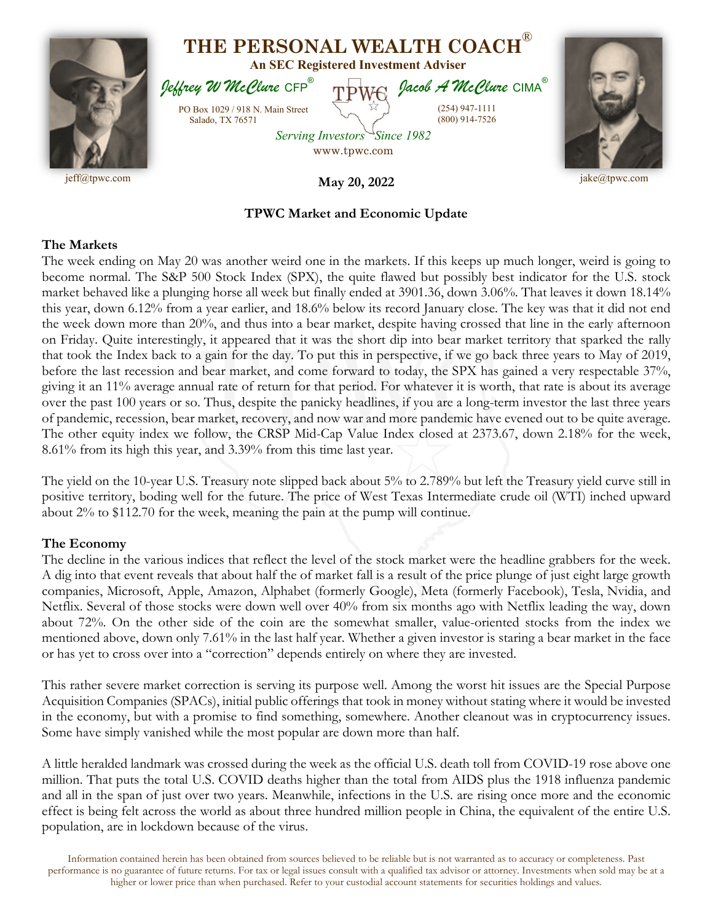# THE PERSONAL WEALTH COACH®

**An SEC Registered Investment Adviser**

*Jeffrey W McClure* CFP® *Jacob A McClure* CIMA®

PO Box 1029 / 918 N. Main Street
Salado, TX 76571

(254) 947-1111
(800) 914-7526

*Serving Investors Since 1982*
www.tpwc.com

jeff@tpwc.com jake@tpwc.com

**May 20, 2022**

**TPWC Market and Economic Update**

**The Markets**

The week ending on May 20 was another weird one in the markets. If this keeps up much longer, weird is going to become normal. The S&P 500 Stock Index (SPX), the quite flawed but possibly best indicator for the U.S. stock market behaved like a plunging horse all week but finally ended at 3901.36, down 3.06%. That leaves it down 18.14% this year, down 6.12% from a year earlier, and 18.6% below its record January close. The key was that it did not end the week down more than 20%, and thus into a bear market, despite having crossed that line in the early afternoon on Friday. Quite interestingly, it appeared that it was the short dip into bear market territory that sparked the rally that took the Index back to a gain for the day. To put this in perspective, if we go back three years to May of 2019, before the last recession and bear market, and come forward to today, the SPX has gained a very respectable 37%, giving it an 11% average annual rate of return for that period. For whatever it is worth, that rate is about its average over the past 100 years or so. Thus, despite the panicky headlines, if you are a long-term investor the last three years of pandemic, recession, bear market, recovery, and now war and more pandemic have evened out to be quite average. The other equity index we follow, the CRSP Mid-Cap Value Index closed at 2373.67, down 2.18% for the week, 8.61% from its high this year, and 3.39% from this time last year.

The yield on the 10-year U.S. Treasury note slipped back about 5% to 2.789% but left the Treasury yield curve still in positive territory, boding well for the future. The price of West Texas Intermediate crude oil (WTI) inched upward about 2% to $112.70 for the week, meaning the pain at the pump will continue.

**The Economy**

The decline in the various indices that reflect the level of the stock market were the headline grabbers for the week. A dig into that event reveals that about half the of market fall is a result of the price plunge of just eight large growth companies, Microsoft, Apple, Amazon, Alphabet (formerly Google), Meta (formerly Facebook), Tesla, Nvidia, and Netflix. Several of those stocks were down well over 40% from six months ago with Netflix leading the way, down about 72%. On the other side of the coin are the somewhat smaller, value-oriented stocks from the index we mentioned above, down only 7.61% in the last half year. Whether a given investor is staring a bear market in the face or has yet to cross over into a "correction" depends entirely on where they are invested.

This rather severe market correction is serving its purpose well. Among the worst hit issues are the Special Purpose Acquisition Companies (SPACs), initial public offerings that took in money without stating where it would be invested in the economy, but with a promise to find something, somewhere. Another cleanout was in cryptocurrency issues. Some have simply vanished while the most popular are down more than half.

A little heralded landmark was crossed during the week as the official U.S. death toll from COVID-19 rose above one million. That puts the total U.S. COVID deaths higher than the total from AIDS plus the 1918 influenza pandemic and all in the span of just over two years. Meanwhile, infections in the U.S. are rising once more and the economic effect is being felt across the world as about three hundred million people in China, the equivalent of the entire U.S. population, are in lockdown because of the virus.

Information contained herein has been obtained from sources believed to be reliable but is not warranted as to accuracy or completeness. Past performance is no guarantee of future returns. For tax or legal issues consult with a qualified tax advisor or attorney. Investments when sold may be at a higher or lower price than when purchased. Refer to your custodial account statements for securities holdings and values.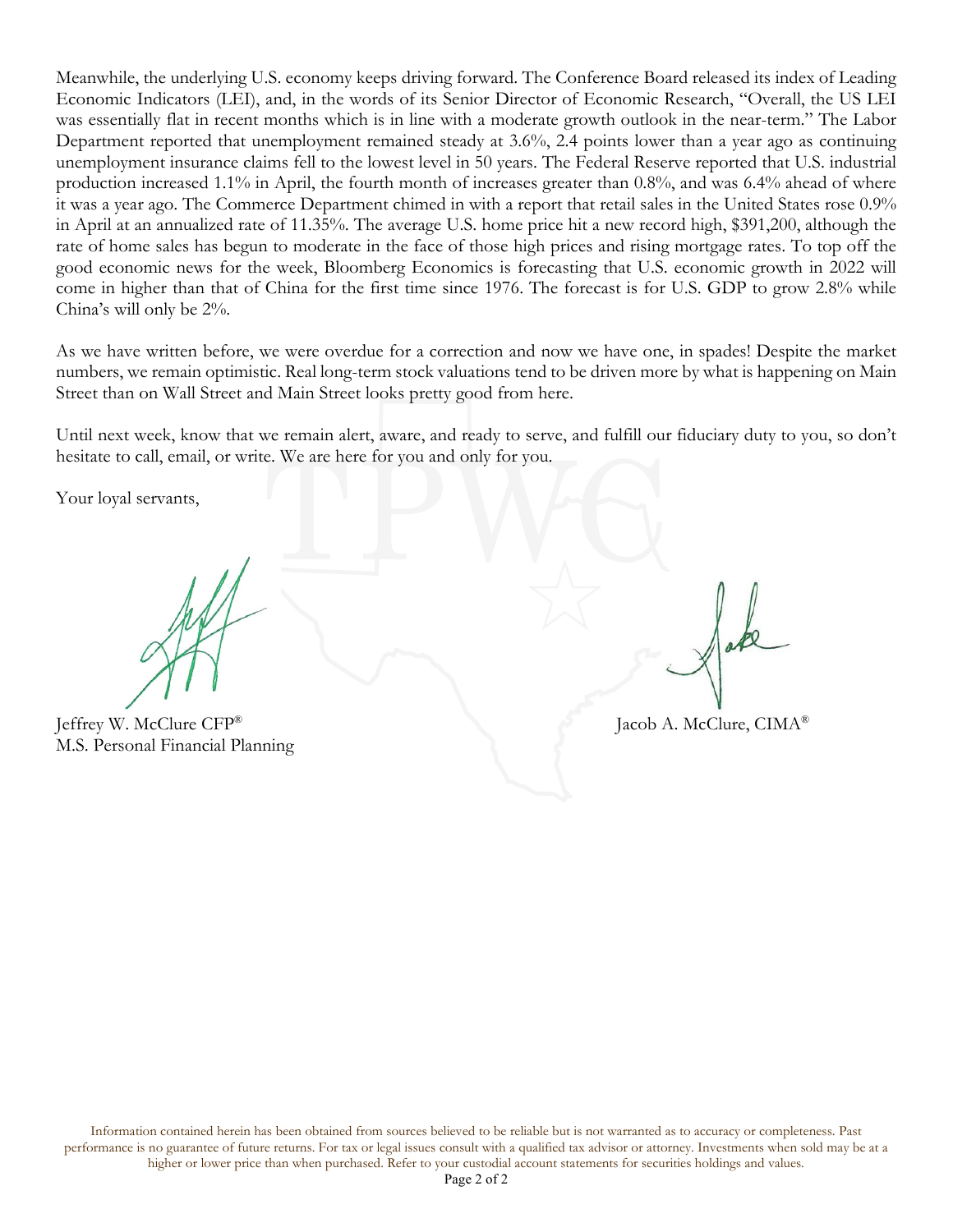Meanwhile, the underlying U.S. economy keeps driving forward. The Conference Board released its index of Leading Economic Indicators (LEI), and, in the words of its Senior Director of Economic Research, "Overall, the US LEI was essentially flat in recent months which is in line with a moderate growth outlook in the near-term." The Labor Department reported that unemployment remained steady at 3.6%, 2.4 points lower than a year ago as continuing unemployment insurance claims fell to the lowest level in 50 years. The Federal Reserve reported that U.S. industrial production increased 1.1% in April, the fourth month of increases greater than 0.8%, and was 6.4% ahead of where it was a year ago. The Commerce Department chimed in with a report that retail sales in the United States rose 0.9% in April at an annualized rate of 11.35%. The average U.S. home price hit a new record high, $391,200, although the rate of home sales has begun to moderate in the face of those high prices and rising mortgage rates. To top off the good economic news for the week, Bloomberg Economics is forecasting that U.S. economic growth in 2022 will come in higher than that of China for the first time since 1976. The forecast is for U.S. GDP to grow 2.8% while China's will only be 2%.

As we have written before, we were overdue for a correction and now we have one, in spades! Despite the market numbers, we remain optimistic. Real long-term stock valuations tend to be driven more by what is happening on Main Street than on Wall Street and Main Street looks pretty good from here.

Until next week, know that we remain alert, aware, and ready to serve, and fulfill our fiduciary duty to you, so don't hesitate to call, email, or write. We are here for you and only for you.

Your loyal servants,

Jeffrey W. McClure CFP®
M.S. Personal Financial Planning

Jacob A. McClure, CIMA®

Information contained herein has been obtained from sources believed to be reliable but is not warranted as to accuracy or completeness. Past performance is no guarantee of future returns. For tax or legal issues consult with a qualified tax advisor or attorney. Investments when sold may be at a higher or lower price than when purchased. Refer to your custodial account statements for securities holdings and values.